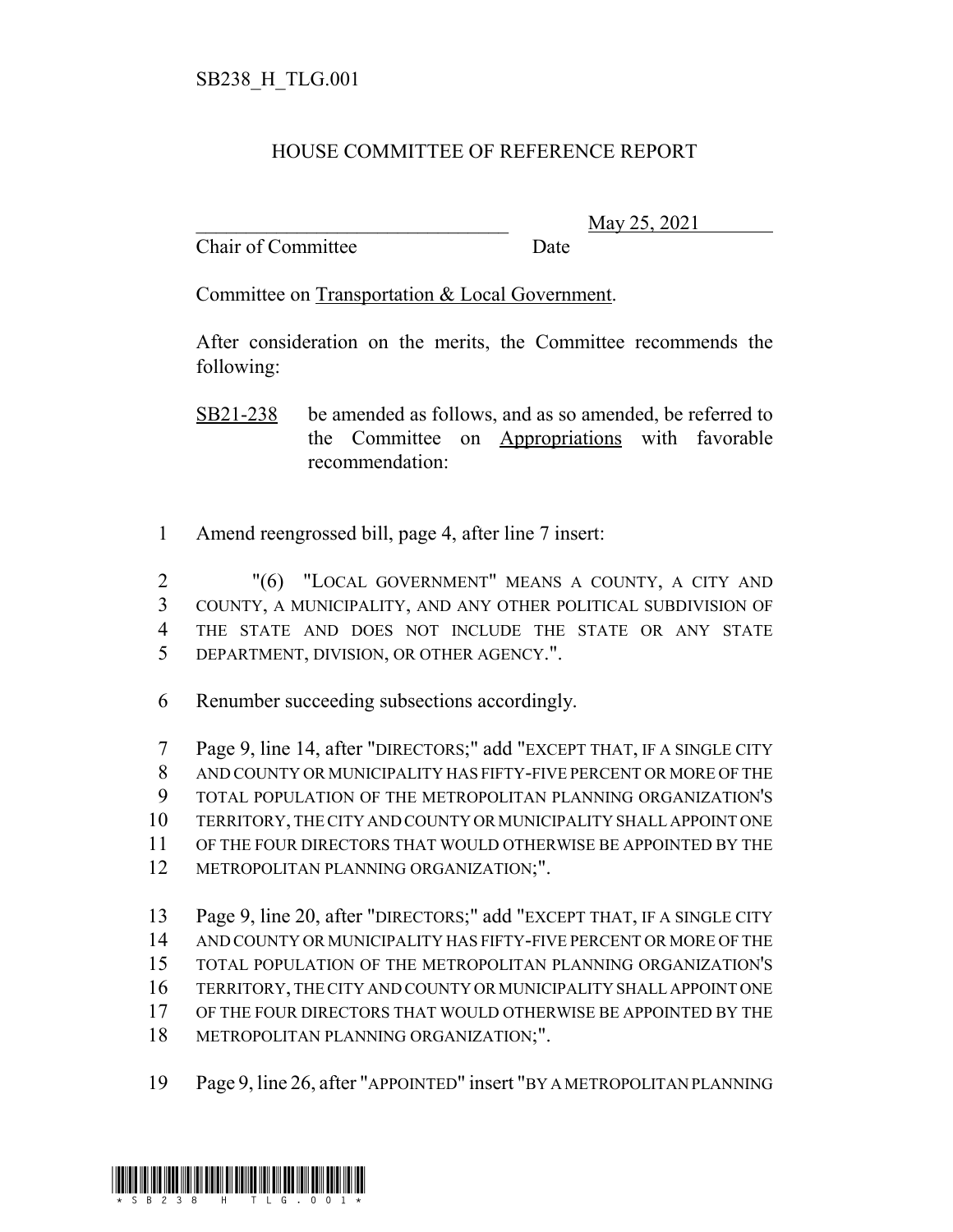SB238_H_TLG.001

# HOUSE COMMITTEE OF REFERENCE REPORT

________________________________ May 25, 2021
Chair of Committee Date

Committee on Transportation & Local Government.

After consideration on the merits, the Committee recommends the following:

SB21-238 be amended as follows, and as so amended, be referred to the Committee on Appropriations with favorable recommendation:

1 Amend reengrossed bill, page 4, after line 7 insert:

2 "(6) "LOCAL GOVERNMENT" MEANS A COUNTY, A CITY AND
3 COUNTY, A MUNICIPALITY, AND ANY OTHER POLITICAL SUBDIVISION OF
4 THE STATE AND DOES NOT INCLUDE THE STATE OR ANY STATE
5 DEPARTMENT, DIVISION, OR OTHER AGENCY.".

6 Renumber succeeding subsections accordingly.

7 Page 9, line 14, after "DIRECTORS;" add "EXCEPT THAT, IF A SINGLE CITY
8 AND COUNTY OR MUNICIPALITY HAS FIFTY-FIVE PERCENT OR MORE OF THE
9 TOTAL POPULATION OF THE METROPOLITAN PLANNING ORGANIZATION'S
10 TERRITORY, THE CITY AND COUNTY OR MUNICIPALITY SHALL APPOINT ONE
11 OF THE FOUR DIRECTORS THAT WOULD OTHERWISE BE APPOINTED BY THE
12 METROPOLITAN PLANNING ORGANIZATION;".

13 Page 9, line 20, after "DIRECTORS;" add "EXCEPT THAT, IF A SINGLE CITY
14 AND COUNTY OR MUNICIPALITY HAS FIFTY-FIVE PERCENT OR MORE OF THE
15 TOTAL POPULATION OF THE METROPOLITAN PLANNING ORGANIZATION'S
16 TERRITORY, THE CITY AND COUNTY OR MUNICIPALITY SHALL APPOINT ONE
17 OF THE FOUR DIRECTORS THAT WOULD OTHERWISE BE APPOINTED BY THE
18 METROPOLITAN PLANNING ORGANIZATION;".

19 Page 9, line 26, after "APPOINTED" insert "BY A METROPOLITAN PLANNING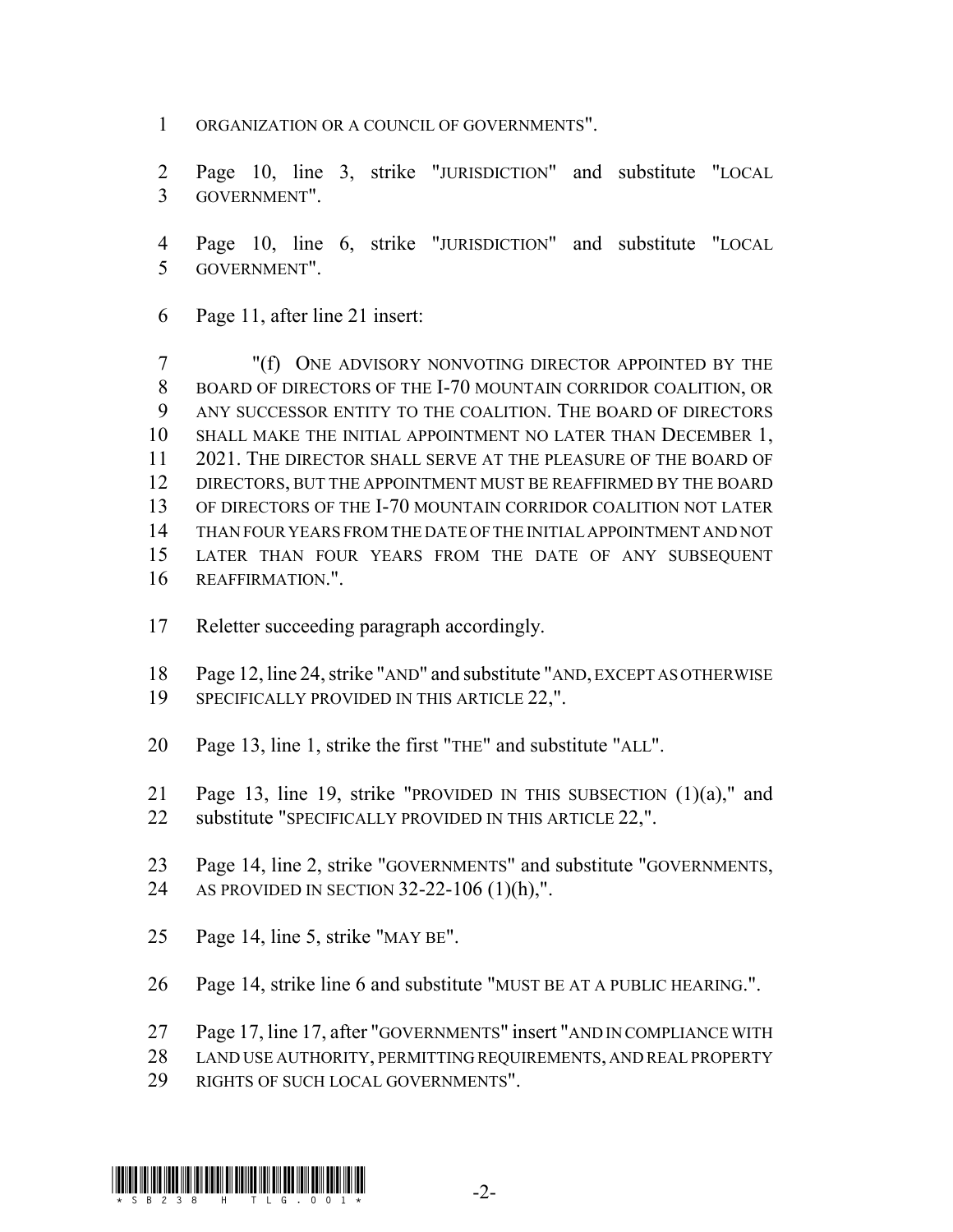ORGANIZATION OR A COUNCIL OF GOVERNMENTS".

Page 10, line 3, strike "JURISDICTION" and substitute "LOCAL GOVERNMENT".

Page 10, line 6, strike "JURISDICTION" and substitute "LOCAL GOVERNMENT".

Page 11, after line 21 insert:

"(f) ONE ADVISORY NONVOTING DIRECTOR APPOINTED BY THE BOARD OF DIRECTORS OF THE I-70 MOUNTAIN CORRIDOR COALITION, OR ANY SUCCESSOR ENTITY TO THE COALITION. THE BOARD OF DIRECTORS SHALL MAKE THE INITIAL APPOINTMENT NO LATER THAN DECEMBER 1, 2021. THE DIRECTOR SHALL SERVE AT THE PLEASURE OF THE BOARD OF DIRECTORS, BUT THE APPOINTMENT MUST BE REAFFIRMED BY THE BOARD OF DIRECTORS OF THE I-70 MOUNTAIN CORRIDOR COALITION NOT LATER THAN FOUR YEARS FROM THE DATE OF THE INITIAL APPOINTMENT AND NOT LATER THAN FOUR YEARS FROM THE DATE OF ANY SUBSEQUENT REAFFIRMATION.".

Reletter succeeding paragraph accordingly.

Page 12, line 24, strike "AND" and substitute "AND, EXCEPT AS OTHERWISE SPECIFICALLY PROVIDED IN THIS ARTICLE 22,".

Page 13, line 1, strike the first "THE" and substitute "ALL".

Page 13, line 19, strike "PROVIDED IN THIS SUBSECTION (1)(a)," and substitute "SPECIFICALLY PROVIDED IN THIS ARTICLE 22,".

Page 14, line 2, strike "GOVERNMENTS" and substitute "GOVERNMENTS, AS PROVIDED IN SECTION 32-22-106 (1)(h),".

Page 14, line 5, strike "MAY BE".

Page 14, strike line 6 and substitute "MUST BE AT A PUBLIC HEARING.".

Page 17, line 17, after "GOVERNMENTS" insert "AND IN COMPLIANCE WITH LAND USE AUTHORITY, PERMITTING REQUIREMENTS, AND REAL PROPERTY RIGHTS OF SUCH LOCAL GOVERNMENTS".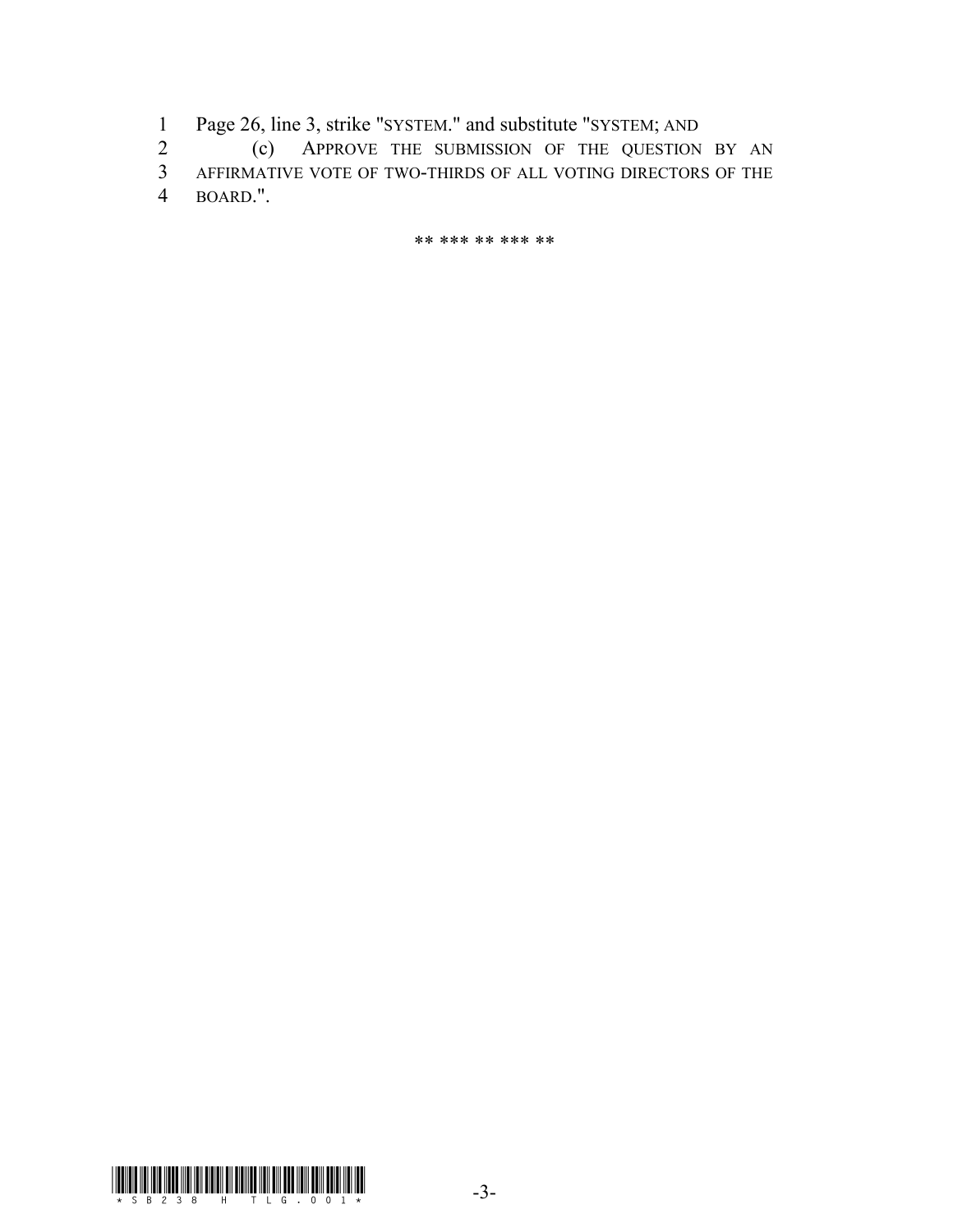1 Page 26, line 3, strike "SYSTEM." and substitute "SYSTEM; AND

2 (c) APPROVE THE SUBMISSION OF THE QUESTION BY AN

3 AFFIRMATIVE VOTE OF TWO-THIRDS OF ALL VOTING DIRECTORS OF THE

4 BOARD.".

** *** ** *** **